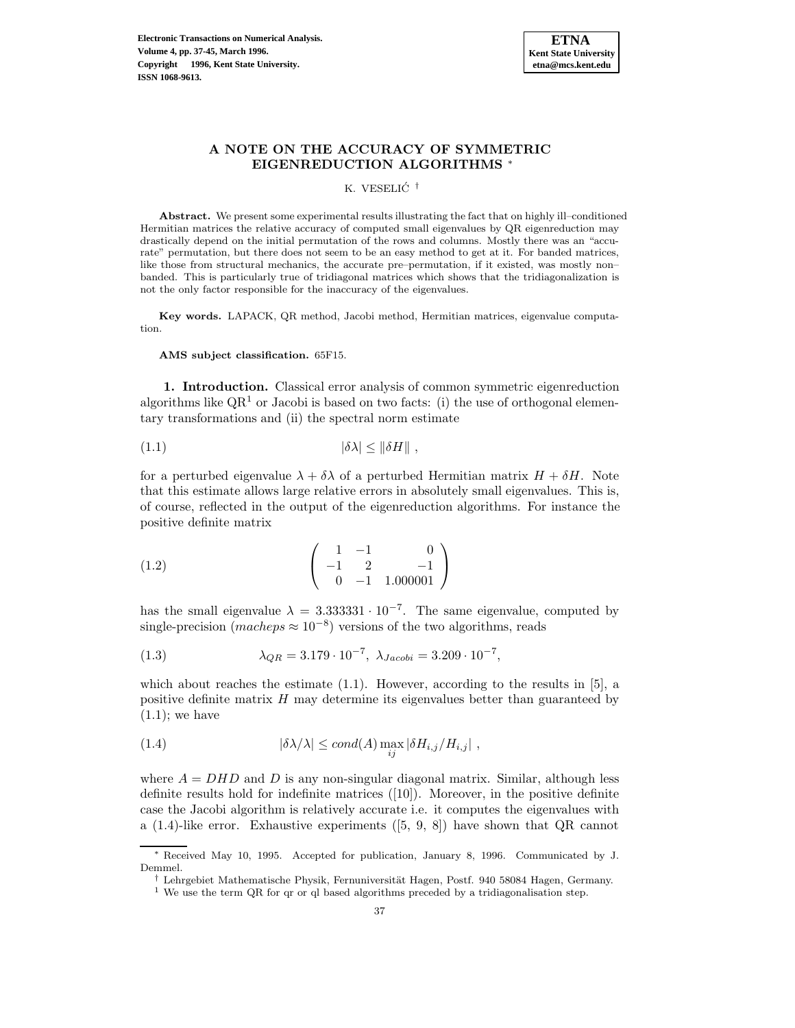# A NOTE ON THE ACCURACY OF SYMMETRIC EIGENREDUCTION ALGORITHMS *

K. VESELIĆ †

**Abstract.** We present some experimental results illustrating the fact that on highly ill–conditioned Hermitian matrices the relative accuracy of computed small eigenvalues by QR eigenreduction may drastically depend on the initial permutation of the rows and columns. Mostly there was an "accurate" permutation, but there does not seem to be an easy method to get at it. For banded matrices, like those from structural mechanics, the accurate pre–permutation, if it existed, was mostly non–banded. This is particularly true of tridiagonal matrices which shows that the tridiagonalization is not the only factor responsible for the inaccuracy of the eigenvalues.

**Key words.** LAPACK, QR method, Jacobi method, Hermitian matrices, eigenvalue computation.

**AMS subject classification.** 65F15.

**1. Introduction.** Classical error analysis of common symmetric eigenreduction algorithms like QR[1] or Jacobi is based on two facts: (i) the use of orthogonal elementary transformations and (ii) the spectral norm estimate

$$|\delta\lambda| \leq \|\delta H\| \ , \tag{1.1}$$

for a perturbed eigenvalue $\lambda + \delta\lambda$ of a perturbed Hermitian matrix $H + \delta H$. Note that this estimate allows large relative errors in absolutely small eigenvalues. This is, of course, reflected in the output of the eigenreduction algorithms. For instance the positive definite matrix

$$\begin{pmatrix} 1 & -1 & 0 \\ -1 & 2 & -1 \\ 0 & -1 & 1.000001 \end{pmatrix} \tag{1.2}$$

has the small eigenvalue $\lambda = 3.333331 \cdot 10^{-7}$. The same eigenvalue, computed by single-precision ($macheps \approx 10^{-8}$) versions of the two algorithms, reads

$$\lambda_{QR} = 3.179 \cdot 10^{-7}, \ \lambda_{Jacobi} = 3.209 \cdot 10^{-7}, \tag{1.3}$$

which about reaches the estimate (1.1). However, according to the results in [5], a positive definite matrix $H$ may determine its eigenvalues better than guaranteed by (1.1); we have

$$|\delta\lambda/\lambda| \leq cond(A) \max_{ij} |\delta H_{i,j}/H_{i,j}| \ , \tag{1.4}$$

where $A = DHD$ and $D$ is any non-singular diagonal matrix. Similar, although less definite results hold for indefinite matrices ([10]). Moreover, in the positive definite case the Jacobi algorithm is relatively accurate i.e. it computes the eigenvalues with a (1.4)-like error. Exhaustive experiments ([5, 9, 8]) have shown that QR cannot

---

* Received May 10, 1995. Accepted for publication, January 8, 1996. Communicated by J. Demmel.

† Lehrgebiet Mathematische Physik, Fernuniversität Hagen, Postf. 940 58084 Hagen, Germany.

[1] We use the term QR for qr or ql based algorithms preceded by a tridiagonalisation step.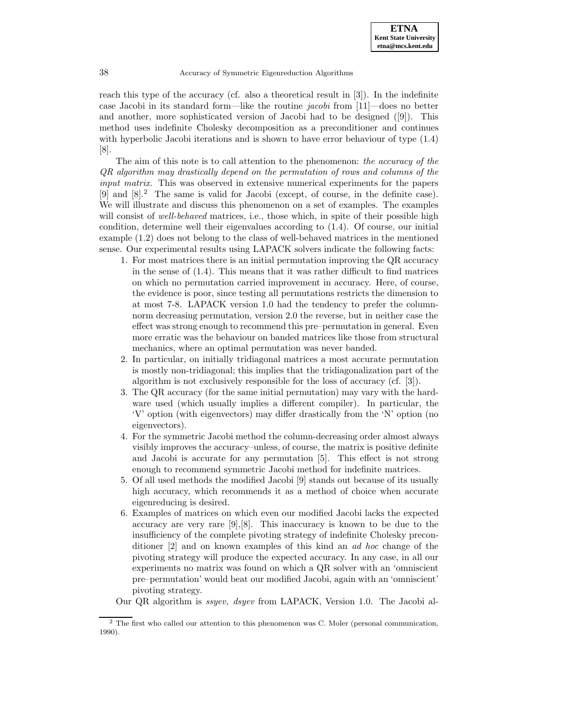reach this type of the accuracy (cf. also a theoretical result in [3]). In the indefinite case Jacobi in its standard form—like the routine *jacobi* from [11]—does no better and another, more sophisticated version of Jacobi had to be designed ([9]). This method uses indefinite Cholesky decomposition as a preconditioner and continues with hyperbolic Jacobi iterations and is shown to have error behaviour of type (1.4) [8].

The aim of this note is to call attention to the phenomenon: *the accuracy of the QR algorithm may drastically depend on the permutation of rows and columns of the input matrix.* This was observed in extensive numerical experiments for the papers [9] and [8].[2] The same is valid for Jacobi (except, of course, in the definite case). We will illustrate and discuss this phenomenon on a set of examples. The examples will consist of *well-behaved* matrices, i.e., those which, in spite of their possible high condition, determine well their eigenvalues according to (1.4). Of course, our initial example (1.2) does not belong to the class of well-behaved matrices in the mentioned sense. Our experimental results using LAPACK solvers indicate the following facts:

1. For most matrices there is an initial permutation improving the QR accuracy in the sense of (1.4). This means that it was rather difficult to find matrices on which no permutation carried improvement in accuracy. Here, of course, the evidence is poor, since testing all permutations restricts the dimension to at most 7-8. LAPACK version 1.0 had the tendency to prefer the column-norm decreasing permutation, version 2.0 the reverse, but in neither case the effect was strong enough to recommend this pre–permutation in general. Even more erratic was the behaviour on banded matrices like those from structural mechanics, where an optimal permutation was never banded.
2. In particular, on initially tridiagonal matrices a most accurate permutation is mostly non-tridiagonal; this implies that the tridiagonalization part of the algorithm is not exclusively responsible for the loss of accuracy (cf. [3]).
3. The QR accuracy (for the same initial permutation) may vary with the hardware used (which usually implies a different compiler). In particular, the 'V' option (with eigenvectors) may differ drastically from the 'N' option (no eigenvectors).
4. For the symmetric Jacobi method the column-decreasing order almost always visibly improves the accuracy–unless, of course, the matrix is positive definite and Jacobi is accurate for any permutation [5]. This effect is not strong enough to recommend symmetric Jacobi method for indefinite matrices.
5. Of all used methods the modified Jacobi [9] stands out because of its usually high accuracy, which recommends it as a method of choice when accurate eigenreducing is desired.
6. Examples of matrices on which even our modified Jacobi lacks the expected accuracy are very rare [9],[8]. This inaccuracy is known to be due to the insufficiency of the complete pivoting strategy of indefinite Cholesky preconditioner [2] and on known examples of this kind an *ad hoc* change of the pivoting strategy will produce the expected accuracy. In any case, in all our experiments no matrix was found on which a QR solver with an 'omniscient pre–permutation' would beat our modified Jacobi, again with an 'omniscient' pivoting strategy.

Our QR algorithm is *ssyev, dsyev* from LAPACK, Version 1.0. The Jacobi al-

[2] The first who called our attention to this phenomenon was C. Moler (personal communication, 1990).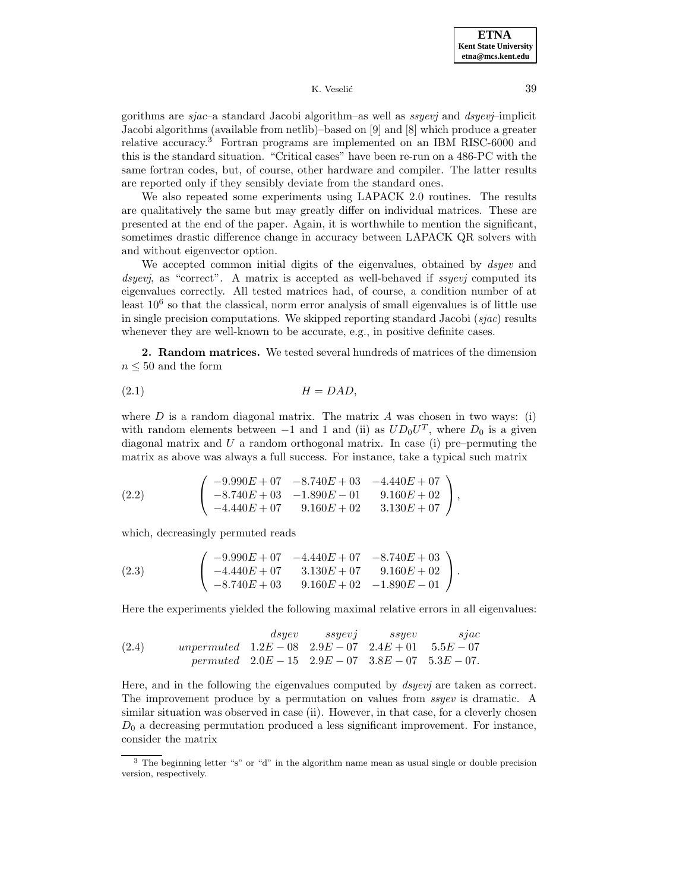gorithms are *sjac*–a standard Jacobi algorithm–as well as *ssyevj* and *dsyevj*–implicit Jacobi algorithms (available from netlib)–based on [9] and [8] which produce a greater relative accuracy.[3] Fortran programs are implemented on an IBM RISC-6000 and this is the standard situation. "Critical cases" have been re-run on a 486-PC with the same fortran codes, but, of course, other hardware and compiler. The latter results are reported only if they sensibly deviate from the standard ones.

We also repeated some experiments using LAPACK 2.0 routines. The results are qualitatively the same but may greatly differ on individual matrices. These are presented at the end of the paper. Again, it is worthwhile to mention the significant, sometimes drastic difference change in accuracy between LAPACK QR solvers with and without eigenvector option.

We accepted common initial digits of the eigenvalues, obtained by *dsyev* and *dsyevj*, as "correct". A matrix is accepted as well-behaved if *ssyevj* computed its eigenvalues correctly. All tested matrices had, of course, a condition number of at least $10^6$ so that the classical, norm error analysis of small eigenvalues is of little use in single precision computations. We skipped reporting standard Jacobi (*sjac*) results whenever they are well-known to be accurate, e.g., in positive definite cases.

**2. Random matrices.** We tested several hundreds of matrices of the dimension $n \leq 50$ and the form

$$H = DAD, \tag{2.1}$$

where $D$ is a random diagonal matrix. The matrix $A$ was chosen in two ways: (i) with random elements between $-1$ and 1 and (ii) as $UD_0U^T$, where $D_0$ is a given diagonal matrix and $U$ a random orthogonal matrix. In case (i) pre–permuting the matrix as above was always a full success. For instance, take a typical such matrix

$$\begin{pmatrix} -9.990E+07 & -8.740E+03 & -4.440E+07 \\ -8.740E+03 & -1.890E-01 & 9.160E+02 \\ -4.440E+07 & 9.160E+02 & 3.130E+07 \end{pmatrix}, \tag{2.2}$$

which, decreasingly permuted reads

$$\begin{pmatrix} -9.990E+07 & -4.440E+07 & -8.740E+03 \\ -4.440E+07 & 3.130E+07 & 9.160E+02 \\ -8.740E+03 & 9.160E+02 & -1.890E-01 \end{pmatrix}. \tag{2.3}$$

Here the experiments yielded the following maximal relative errors in all eigenvalues:

(2.4)

| | *dsyev* | *ssyevj* | *ssyev* | *sjac* |
|---|---|---|---|---|
| *unpermuted* | $1.2E-08$ | $2.9E-07$ | $2.4E+01$ | $5.5E-07$ |
| *permuted* | $2.0E-15$ | $2.9E-07$ | $3.8E-07$ | $5.3E-07$. |

Here, and in the following the eigenvalues computed by *dsyevj* are taken as correct. The improvement produce by a permutation on values from *ssyev* is dramatic. A similar situation was observed in case (ii). However, in that case, for a cleverly chosen $D_0$ a decreasing permutation produced a less significant improvement. For instance, consider the matrix

[3] The beginning letter "s" or "d" in the algorithm name mean as usual single or double precision version, respectively.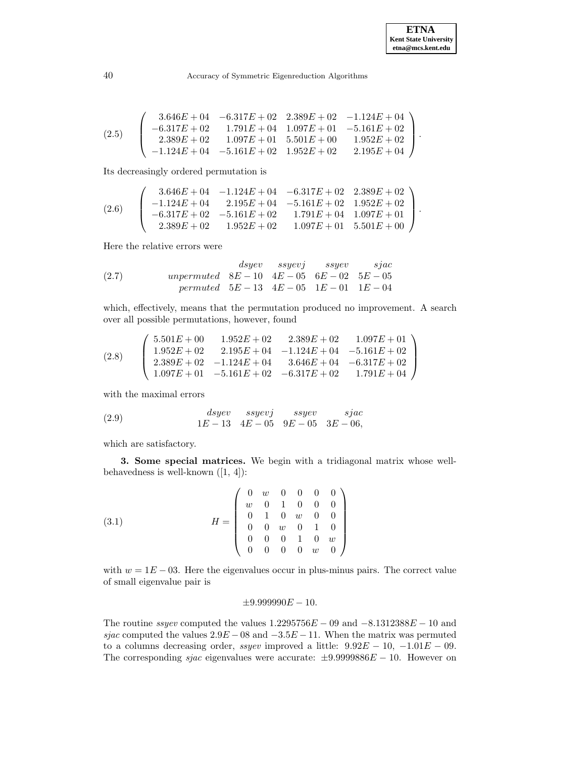$$
\begin{pmatrix}
3.646E+04 & -6.317E+02 & 2.389E+02 & -1.124E+04 \\
-6.317E+02 & 1.791E+04 & 1.097E+01 & -5.161E+02 \\
2.389E+02 & 1.097E+01 & 5.501E+00 & 1.952E+02 \\
-1.124E+04 & -5.161E+02 & 1.952E+02 & 2.195E+04
\end{pmatrix}. \tag{2.5}
$$

Its decreasingly ordered permutation is

$$
\begin{pmatrix}
3.646E+04 & -1.124E+04 & -6.317E+02 & 2.389E+02 \\
-1.124E+04 & 2.195E+04 & -5.161E+02 & 1.952E+02 \\
-6.317E+02 & -5.161E+02 & 1.791E+04 & 1.097E+01 \\
2.389E+02 & 1.952E+02 & 1.097E+01 & 5.501E+00
\end{pmatrix}. \tag{2.6}
$$

Here the relative errors were

(2.7)

| | *dsyev* | *ssyevj* | *ssyev* | *sjac* |
|---|---|---|---|---|
| *unpermuted* | $8E-10$ | $4E-05$ | $6E-02$ | $5E-05$ |
| *permuted* | $5E-13$ | $4E-05$ | $1E-01$ | $1E-04$ |

which, effectively, means that the permutation produced no improvement. A search over all possible permutations, however, found

$$
\begin{pmatrix}
5.501E+00 & 1.952E+02 & 2.389E+02 & 1.097E+01 \\
1.952E+02 & 2.195E+04 & -1.124E+04 & -5.161E+02 \\
2.389E+02 & -1.124E+04 & 3.646E+04 & -6.317E+02 \\
1.097E+01 & -5.161E+02 & -6.317E+02 & 1.791E+04
\end{pmatrix} \tag{2.8}
$$

with the maximal errors

(2.9)

| *dsyev* | *ssyevj* | *ssyev* | *sjac* |
|---|---|---|---|
| $1E-13$ | $4E-05$ | $9E-05$ | $3E-06$, |

which are satisfactory.

**3. Some special matrices.** We begin with a tridiagonal matrix whose well-behavedness is well-known ([1, 4]):

$$
H = \begin{pmatrix}
0 & w & 0 & 0 & 0 & 0 \\
w & 0 & 1 & 0 & 0 & 0 \\
0 & 1 & 0 & w & 0 & 0 \\
0 & 0 & w & 0 & 1 & 0 \\
0 & 0 & 0 & 1 & 0 & w \\
0 & 0 & 0 & 0 & w & 0
\end{pmatrix} \tag{3.1}
$$

with $w = 1E-03$. Here the eigenvalues occur in plus-minus pairs. The correct value of small eigenvalue pair is

$$\pm 9.999990E-10.$$

The routine *ssyev* computed the values $1.2295756E-09$ and $-8.1312388E-10$ and *sjac* computed the values $2.9E-08$ and $-3.5E-11$. When the matrix was permuted to a columns decreasing order, *ssyev* improved a little: $9.92E-10$, $-1.01E-09$. The corresponding *sjac* eigenvalues were accurate: $\pm 9.9999886E-10$. However on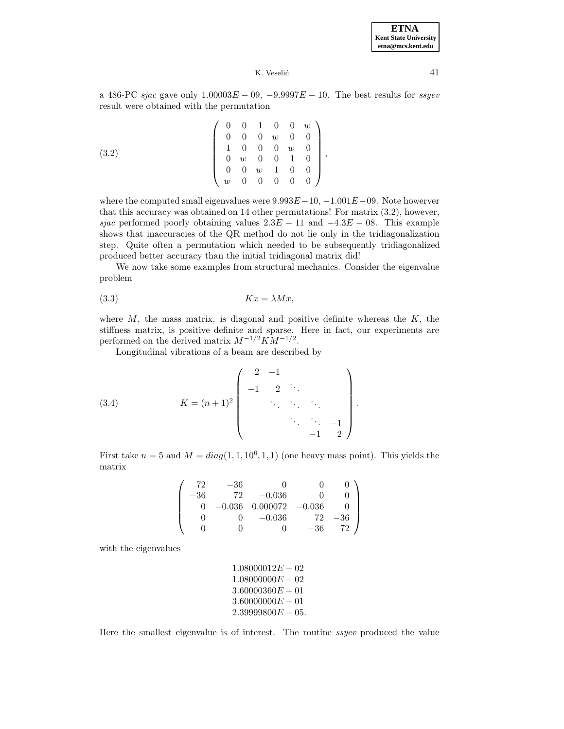a 486-PC *sjac* gave only $1.00003E-09$, $-9.9997E-10$. The best results for *ssyev* result were obtained with the permutation

$$
\begin{pmatrix}
0 & 0 & 1 & 0 & 0 & w \\
0 & 0 & 0 & w & 0 & 0 \\
1 & 0 & 0 & 0 & w & 0 \\
0 & w & 0 & 0 & 1 & 0 \\
0 & 0 & w & 1 & 0 & 0 \\
w & 0 & 0 & 0 & 0 & 0
\end{pmatrix}, \tag{3.2}
$$

where the computed small eigenvalues were $9.993E-10$, $-1.001E-09$. Note howerver that this accuracy was obtained on 14 other permutations! For matrix (3.2), however, *sjac* performed poorly obtaining values $2.3E-11$ and $-4.3E-08$. This example shows that inaccuracies of the QR method do not lie only in the tridiagonalization step. Quite often a permutation which needed to be subsequently tridiagonalized produced better accuracy than the initial tridiagonal matrix did!

We now take some examples from structural mechanics. Consider the eigenvalue problem

$$
Kx = \lambda M x, \tag{3.3}
$$

where $M$, the mass matrix, is diagonal and positive definite whereas the $K$, the stiffness matrix, is positive definite and sparse. Here in fact, our experiments are performed on the derived matrix $M^{-1/2}KM^{-1/2}$.

Longitudinal vibrations of a beam are described by

$$
K = (n+1)^2 \begin{pmatrix}
2 & -1 & & & \\
-1 & 2 & \ddots & & \\
 & \ddots & \ddots & \ddots & \\
 & & \ddots & \ddots & -1 \\
 & & & -1 & 2
\end{pmatrix}. \tag{3.4}
$$

First take $n = 5$ and $M = diag(1, 1, 10^6, 1, 1)$ (one heavy mass point). This yields the matrix

$$
\begin{pmatrix}
72 & -36 & 0 & 0 & 0 \\
-36 & 72 & -0.036 & 0 & 0 \\
0 & -0.036 & 0.000072 & -0.036 & 0 \\
0 & 0 & -0.036 & 72 & -36 \\
0 & 0 & 0 & -36 & 72
\end{pmatrix}
$$

with the eigenvalues

$$
\begin{array}{l}
1.08000012E+02 \\
1.08000000E+02 \\
3.60000360E+01 \\
3.60000000E+01 \\
2.39999800E-05.
\end{array}
$$

Here the smallest eigenvalue is of interest. The routine *ssyev* produced the value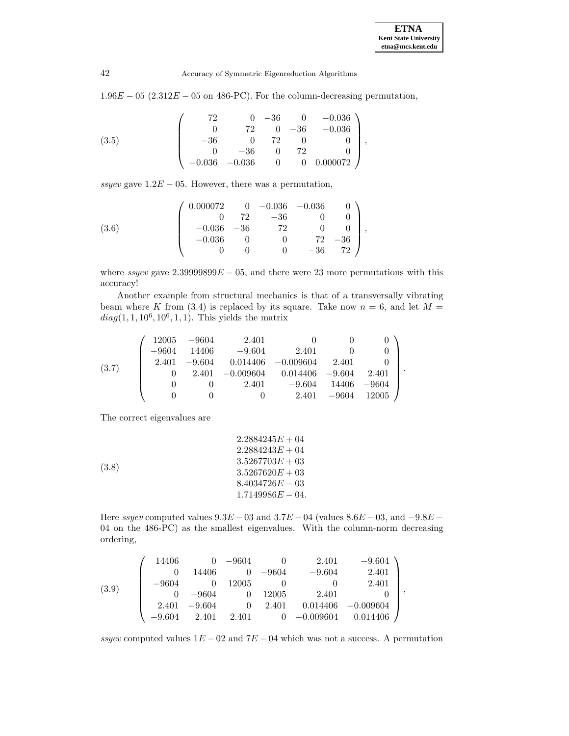$1.96E-05$ ($2.312E-05$ on 486-PC). For the column-decreasing permutation,

$$
\begin{pmatrix}
72 & 0 & -36 & 0 & -0.036 \\
0 & 72 & 0 & -36 & -0.036 \\
-36 & 0 & 72 & 0 & 0 \\
0 & -36 & 0 & 72 & 0 \\
-0.036 & -0.036 & 0 & 0 & 0.000072
\end{pmatrix}, \tag{3.5}
$$

*ssyev* gave $1.2E-05$. However, there was a permutation,

$$
\begin{pmatrix}
0.000072 & 0 & -0.036 & -0.036 & 0 \\
0 & 72 & -36 & 0 & 0 \\
-0.036 & -36 & 72 & 0 & 0 \\
-0.036 & 0 & 0 & 72 & -36 \\
0 & 0 & 0 & -36 & 72
\end{pmatrix}, \tag{3.6}
$$

where *ssyev* gave $2.39999899E-05$, and there were 23 more permutations with this accuracy!

Another example from structural mechanics is that of a transversally vibrating beam where $K$ from (3.4) is replaced by its square. Take now $n = 6$, and let $M = diag(1, 1, 10^6, 10^6, 1, 1)$. This yields the matrix

$$
\begin{pmatrix}
12005 & -9604 & 2.401 & 0 & 0 & 0 \\
-9604 & 14406 & -9.604 & 2.401 & 0 & 0 \\
2.401 & -9.604 & 0.014406 & -0.009604 & 2.401 & 0 \\
0 & 2.401 & -0.009604 & 0.014406 & -9.604 & 2.401 \\
0 & 0 & 2.401 & -9.604 & 14406 & -9604 \\
0 & 0 & 0 & 2.401 & -9604 & 12005
\end{pmatrix}. \tag{3.7}
$$

The correct eigenvalues are

$$
\begin{array}{l}
2.2884245E+04 \\
2.2884243E+04 \\
3.5267703E+03 \\
3.5267620E+03 \\
8.4034726E-03 \\
1.7149986E-04.
\end{array} \tag{3.8}
$$

Here *ssyev* computed values $9.3E-03$ and $3.7E-04$ (values $8.6E-03$, and $-9.8E-04$ on the 486-PC) as the smallest eigenvalues. With the column-norm decreasing ordering,

$$
\begin{pmatrix}
14406 & 0 & -9604 & 0 & 2.401 & -9.604 \\
0 & 14406 & 0 & -9604 & -9.604 & 2.401 \\
-9604 & 0 & 12005 & 0 & 0 & 2.401 \\
0 & -9604 & 0 & 12005 & 2.401 & 0 \\
2.401 & -9.604 & 0 & 2.401 & 0.014406 & -0.009604 \\
-9.604 & 2.401 & 2.401 & 0 & -0.009604 & 0.014406
\end{pmatrix}, \tag{3.9}
$$

*ssyev* computed values $1E-02$ and $7E-04$ which was not a success. A permutation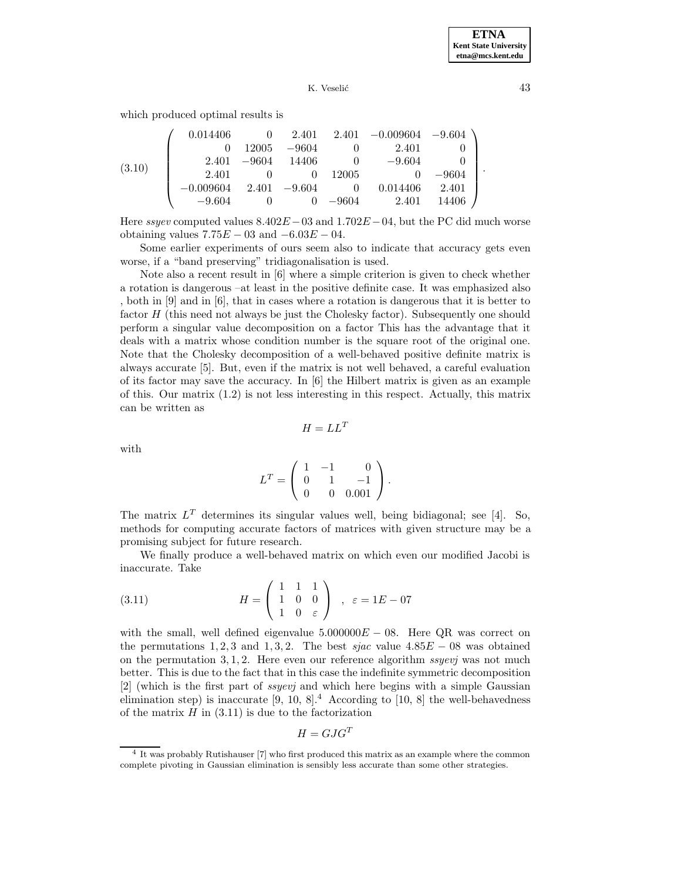which produced optimal results is

$$
\left(\begin{array}{rrrrrr}
0.014406 & 0 & 2.401 & 2.401 & -0.009604 & -9.604 \\
0 & 12005 & -9604 & 0 & 2.401 & 0 \\
2.401 & -9604 & 14406 & 0 & -9.604 & 0 \\
2.401 & 0 & 0 & 12005 & 0 & -9604 \\
-0.009604 & 2.401 & -9.604 & 0 & 0.014406 & 2.401 \\
-9.604 & 0 & 0 & -9604 & 2.401 & 14406
\end{array}\right). \tag{3.10}
$$

Here *ssyev* computed values $8.402E-03$ and $1.702E-04$, but the PC did much worse obtaining values $7.75E-03$ and $-6.03E-04$.

Some earlier experiments of ours seem also to indicate that accuracy gets even worse, if a "band preserving" tridiagonalisation is used.

Note also a recent result in [6] where a simple criterion is given to check whether a rotation is dangerous –at least in the positive definite case. It was emphasized also , both in [9] and in [6], that in cases where a rotation is dangerous that it is better to factor $H$ (this need not always be just the Cholesky factor). Subsequently one should perform a singular value decomposition on a factor This has the advantage that it deals with a matrix whose condition number is the square root of the original one. Note that the Cholesky decomposition of a well-behaved positive definite matrix is always accurate [5]. But, even if the matrix is not well behaved, a careful evaluation of its factor may save the accuracy. In [6] the Hilbert matrix is given as an example of this. Our matrix (1.2) is not less interesting in this respect. Actually, this matrix can be written as

$$
H = LL^T
$$

with

$$
L^T = \left(\begin{array}{rrr}
1 & -1 & 0 \\
0 & 1 & -1 \\
0 & 0 & 0.001
\end{array}\right).
$$

The matrix $L^T$ determines its singular values well, being bidiagonal; see [4]. So, methods for computing accurate factors of matrices with given structure may be a promising subject for future research.

We finally produce a well-behaved matrix on which even our modified Jacobi is inaccurate. Take

$$
H = \left(\begin{array}{ccc}
1 & 1 & 1 \\
1 & 0 & 0 \\
1 & 0 & \varepsilon
\end{array}\right), \quad \varepsilon = 1E-07 \tag{3.11}
$$

with the small, well defined eigenvalue $5.000000E-08$. Here QR was correct on the permutations $1,2,3$ and $1,3,2$. The best *sjac* value $4.85E-08$ was obtained on the permutation $3,1,2$. Here even our reference algorithm *ssyevj* was not much better. This is due to the fact that in this case the indefinite symmetric decomposition [2] (which is the first part of *ssyevj* and which here begins with a simple Gaussian elimination step) is inaccurate [9, 10, 8].[4] According to [10, 8] the well-behavedness of the matrix $H$ in (3.11) is due to the factorization

$$
H = GJG^T
$$

[4] It was probably Rutishauser [7] who first produced this matrix as an example where the common complete pivoting in Gaussian elimination is sensibly less accurate than some other strategies.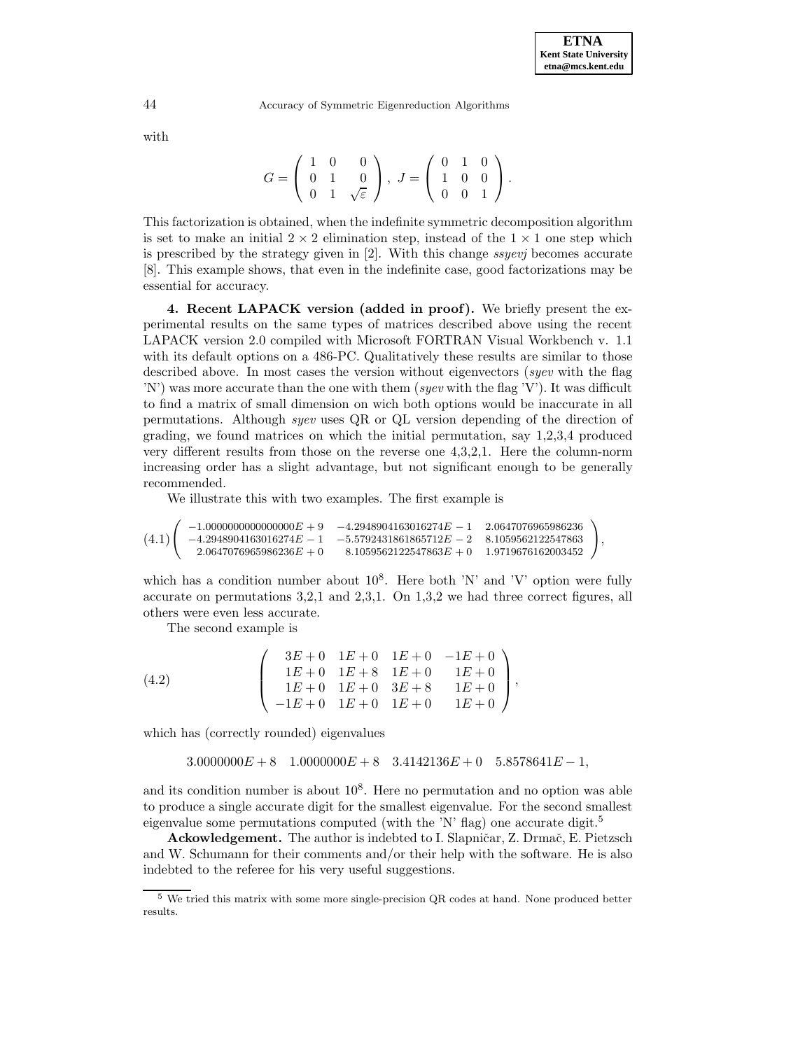with

$$G = \begin{pmatrix} 1 & 0 & 0 \\ 0 & 1 & 0 \\ 0 & 1 & \sqrt{\varepsilon} \end{pmatrix}, \; J = \begin{pmatrix} 0 & 1 & 0 \\ 1 & 0 & 0 \\ 0 & 0 & 1 \end{pmatrix}.$$

This factorization is obtained, when the indefinite symmetric decomposition algorithm is set to make an initial $2 \times 2$ elimination step, instead of the $1 \times 1$ one step which is prescribed by the strategy given in [2]. With this change *ssyevj* becomes accurate [8]. This example shows, that even in the indefinite case, good factorizations may be essential for accuracy.

**4. Recent LAPACK version (added in proof).** We briefly present the experimental results on the same types of matrices described above using the recent LAPACK version 2.0 compiled with Microsoft FORTRAN Visual Workbench v. 1.1 with its default options on a 486-PC. Qualitatively these results are similar to those described above. In most cases the version without eigenvectors (*syev* with the flag 'N') was more accurate than the one with them (*syev* with the flag 'V'). It was difficult to find a matrix of small dimension on wich both options would be inaccurate in all permutations. Although *syev* uses QR or QL version depending of the direction of grading, we found matrices on which the initial permutation, say 1,2,3,4 produced very different results from those on the reverse one 4,3,2,1. Here the column-norm increasing order has a slight advantage, but not significant enough to be generally recommended.

We illustrate this with two examples. The first example is

$$\begin{pmatrix} -1.0000000000000000E+9 & -4.2948904163016274E-1 & 2.0647076965986236 \\ -4.2948904163016274E-1 & -5.5792431861865712E-2 & 8.1059562122547863 \\ 2.0647076965986236E+0 & 8.1059562122547863E+0 & 1.9719676162003452 \end{pmatrix}, \tag{4.1}$$

which has a condition number about $10^8$. Here both 'N' and 'V' option were fully accurate on permutations 3,2,1 and 2,3,1. On 1,3,2 we had three correct figures, all others were even less accurate.

The second example is

$$\begin{pmatrix} 3E+0 & 1E+0 & 1E+0 & -1E+0 \\ 1E+0 & 1E+8 & 1E+0 & 1E+0 \\ 1E+0 & 1E+0 & 3E+8 & 1E+0 \\ -1E+0 & 1E+0 & 1E+0 & 1E+0 \end{pmatrix}, \tag{4.2}$$

which has (correctly rounded) eigenvalues

$$3.0000000E+8 \quad 1.0000000E+8 \quad 3.4142136E+0 \quad 5.8578641E-1,$$

and its condition number is about $10^8$. Here no permutation and no option was able to produce a single accurate digit for the smallest eigenvalue. For the second smallest eigenvalue some permutations computed (with the 'N' flag) one accurate digit.[5]

**Ackowledgement.** The author is indebted to I. Slapničar, Z. Drmač, E. Pietzsch and W. Schumann for their comments and/or their help with the software. He is also indebted to the referee for his very useful suggestions.

[5] We tried this matrix with some more single-precision QR codes at hand. None produced better results.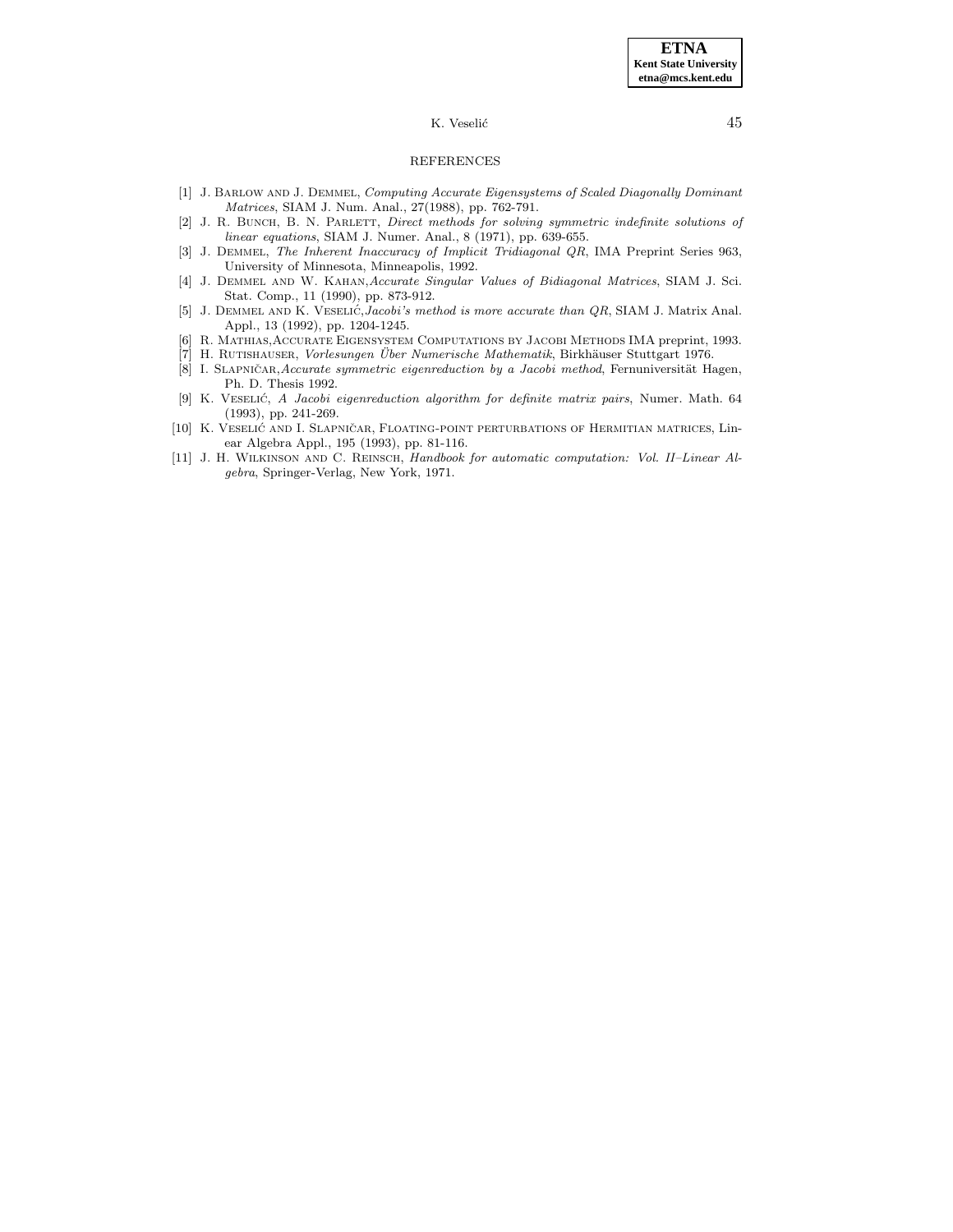## REFERENCES

[1] J. Barlow and J. Demmel, *Computing Accurate Eigensystems of Scaled Diagonally Dominant Matrices*, SIAM J. Num. Anal., 27(1988), pp. 762-791.

[2] J. R. Bunch, B. N. Parlett, *Direct methods for solving symmetric indefinite solutions of linear equations*, SIAM J. Numer. Anal., 8 (1971), pp. 639-655.

[3] J. Demmel, *The Inherent Inaccuracy of Implicit Tridiagonal QR*, IMA Preprint Series 963, University of Minnesota, Minneapolis, 1992.

[4] J. Demmel and W. Kahan,*Accurate Singular Values of Bidiagonal Matrices*, SIAM J. Sci. Stat. Comp., 11 (1990), pp. 873-912.

[5] J. Demmel and K. Veselić,*Jacobi's method is more accurate than QR*, SIAM J. Matrix Anal. Appl., 13 (1992), pp. 1204-1245.

[6] R. Mathias,Accurate Eigensystem Computations by Jacobi Methods IMA preprint, 1993.

[7] H. Rutishauser, *Vorlesungen Über Numerische Mathematik*, Birkhäuser Stuttgart 1976.

[8] I. Slapničar,*Accurate symmetric eigenreduction by a Jacobi method*, Fernuniversität Hagen, Ph. D. Thesis 1992.

[9] K. Veselić, *A Jacobi eigenreduction algorithm for definite matrix pairs*, Numer. Math. 64 (1993), pp. 241-269.

[10] K. Veselić and I. Slapničar, Floating-point perturbations of Hermitian matrices, Linear Algebra Appl., 195 (1993), pp. 81-116.

[11] J. H. Wilkinson and C. Reinsch, *Handbook for automatic computation: Vol. II–Linear Algebra*, Springer-Verlag, New York, 1971.